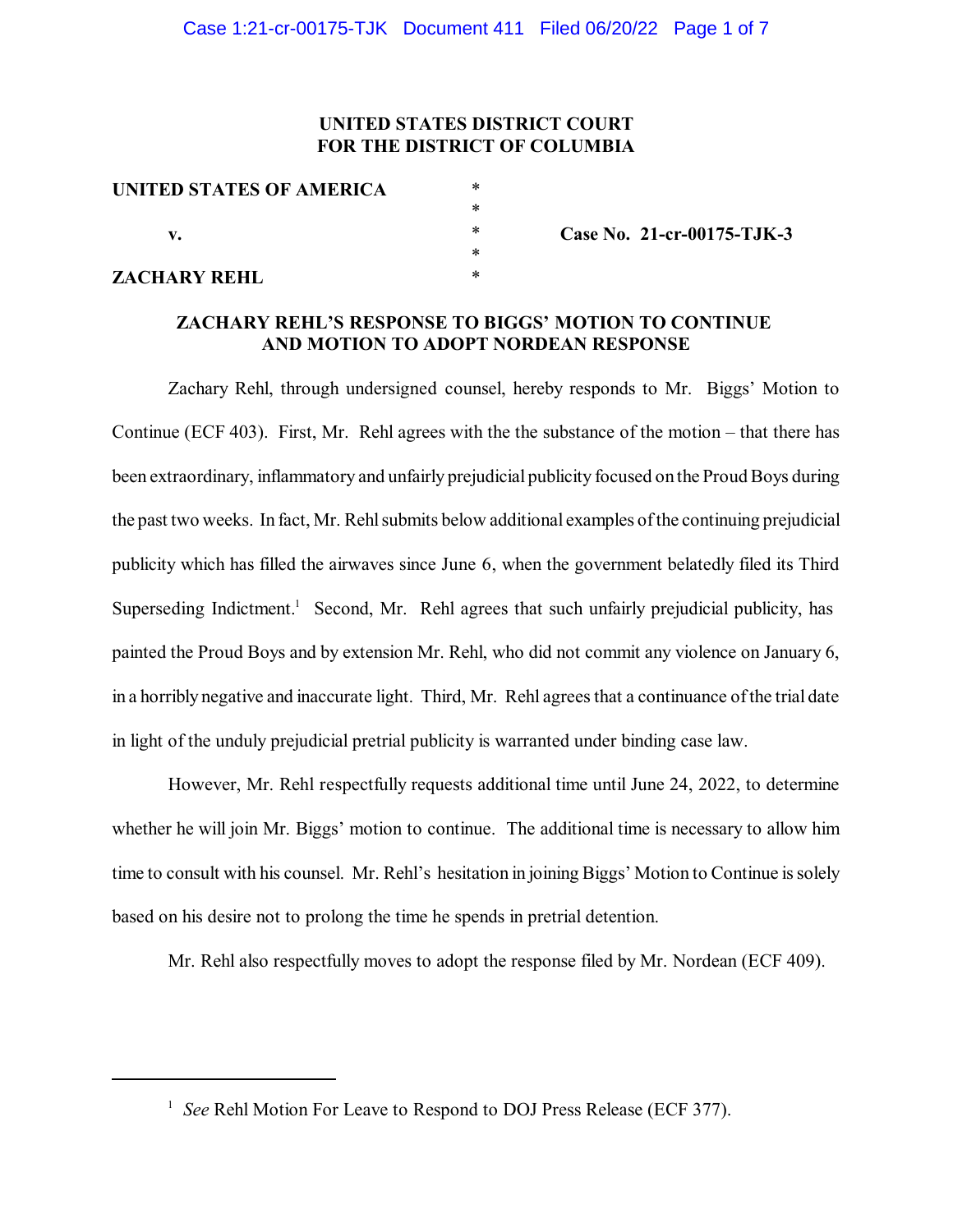**UNITED STATES DISTRICT COURT**
**FOR THE DISTRICT OF COLUMBIA**

| | | |
|---|---|---|
| **UNITED STATES OF AMERICA** | * | |
| | * | |
| **v.** | * | **Case No. 21-cr-00175-TJK-3** |
| | * | |
| **ZACHARY REHL** | * | |

**ZACHARY REHL'S RESPONSE TO BIGGS' MOTION TO CONTINUE AND MOTION TO ADOPT NORDEAN RESPONSE**

Zachary Rehl, through undersigned counsel, hereby responds to Mr. Biggs' Motion to Continue (ECF 403). First, Mr. Rehl agrees with the the substance of the motion – that there has been extraordinary, inflammatory and unfairly prejudicial publicity focused on the Proud Boys during the past two weeks. In fact, Mr. Rehl submits below additional examples of the continuing prejudicial publicity which has filled the airwaves since June 6, when the government belatedly filed its Third Superseding Indictment.[1] Second, Mr. Rehl agrees that such unfairly prejudicial publicity, has painted the Proud Boys and by extension Mr. Rehl, who did not commit any violence on January 6, in a horribly negative and inaccurate light. Third, Mr. Rehl agrees that a continuance of the trial date in light of the unduly prejudicial pretrial publicity is warranted under binding case law.

However, Mr. Rehl respectfully requests additional time until June 24, 2022, to determine whether he will join Mr. Biggs' motion to continue. The additional time is necessary to allow him time to consult with his counsel. Mr. Rehl's hesitation in joining Biggs' Motion to Continue is solely based on his desire not to prolong the time he spends in pretrial detention.

Mr. Rehl also respectfully moves to adopt the response filed by Mr. Nordean (ECF 409).

---

[1] *See* Rehl Motion For Leave to Respond to DOJ Press Release (ECF 377).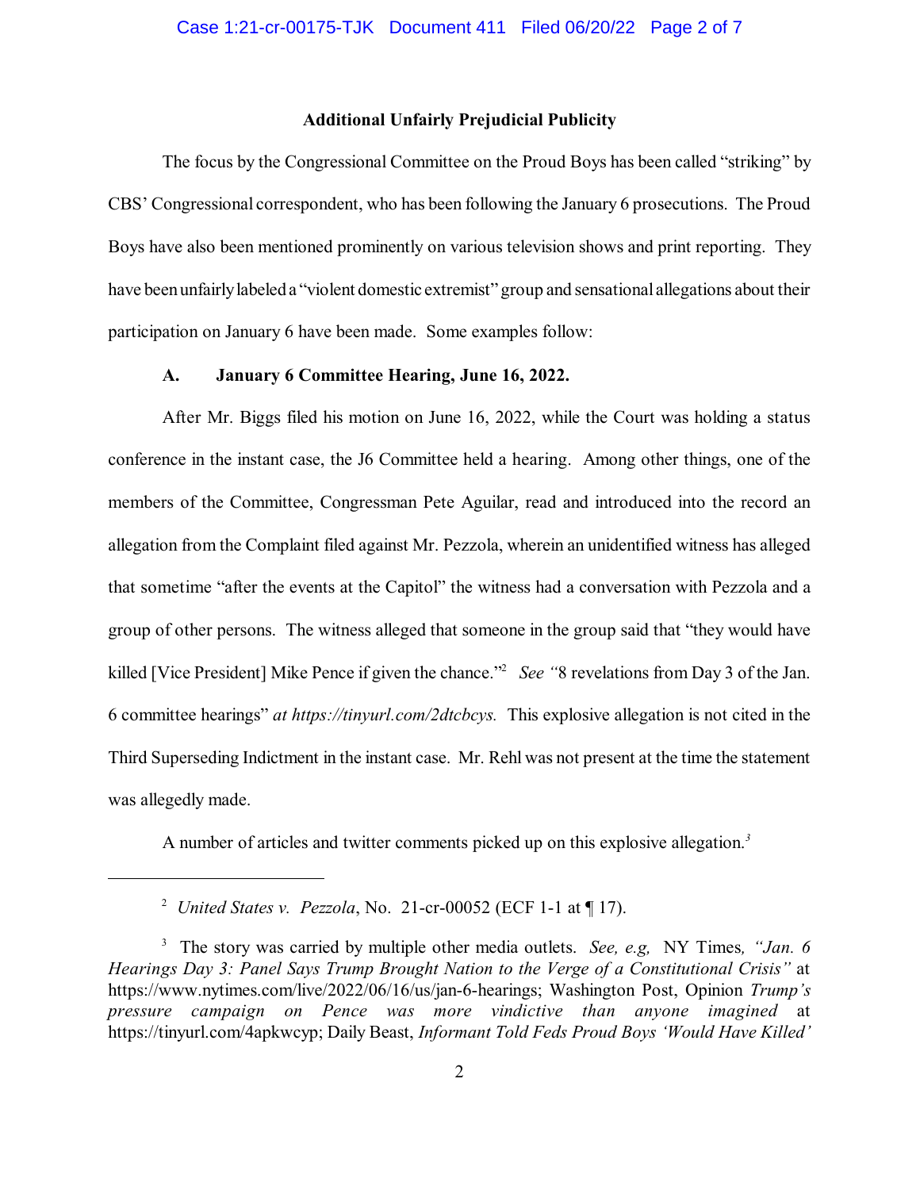**Additional Unfairly Prejudicial Publicity**

The focus by the Congressional Committee on the Proud Boys has been called "striking" by CBS' Congressional correspondent, who has been following the January 6 prosecutions. The Proud Boys have also been mentioned prominently on various television shows and print reporting. They have been unfairly labeled a "violent domestic extremist" group and sensational allegations about their participation on January 6 have been made. Some examples follow:

**A. January 6 Committee Hearing, June 16, 2022.**

After Mr. Biggs filed his motion on June 16, 2022, while the Court was holding a status conference in the instant case, the J6 Committee held a hearing. Among other things, one of the members of the Committee, Congressman Pete Aguilar, read and introduced into the record an allegation from the Complaint filed against Mr. Pezzola, wherein an unidentified witness has alleged that sometime "after the events at the Capitol" the witness had a conversation with Pezzola and a group of other persons. The witness alleged that someone in the group said that "they would have killed [Vice President] Mike Pence if given the chance."[2] *See* "8 revelations from Day 3 of the Jan. 6 committee hearings" *at https://tinyurl.com/2dtcbcys.* This explosive allegation is not cited in the Third Superseding Indictment in the instant case. Mr. Rehl was not present at the time the statement was allegedly made.

A number of articles and twitter comments picked up on this explosive allegation.[3]

---

[2] *United States v. Pezzola*, No. 21-cr-00052 (ECF 1-1 at ¶ 17).

[3] The story was carried by multiple other media outlets. *See, e.g,* NY Times*, "Jan. 6 Hearings Day 3: Panel Says Trump Brought Nation to the Verge of a Constitutional Crisis"* at https://www.nytimes.com/live/2022/06/16/us/jan-6-hearings; Washington Post, Opinion *Trump's pressure campaign on Pence was more vindictive than anyone imagined* at https://tinyurl.com/4apkwcyp; Daily Beast, *Informant Told Feds Proud Boys 'Would Have Killed'*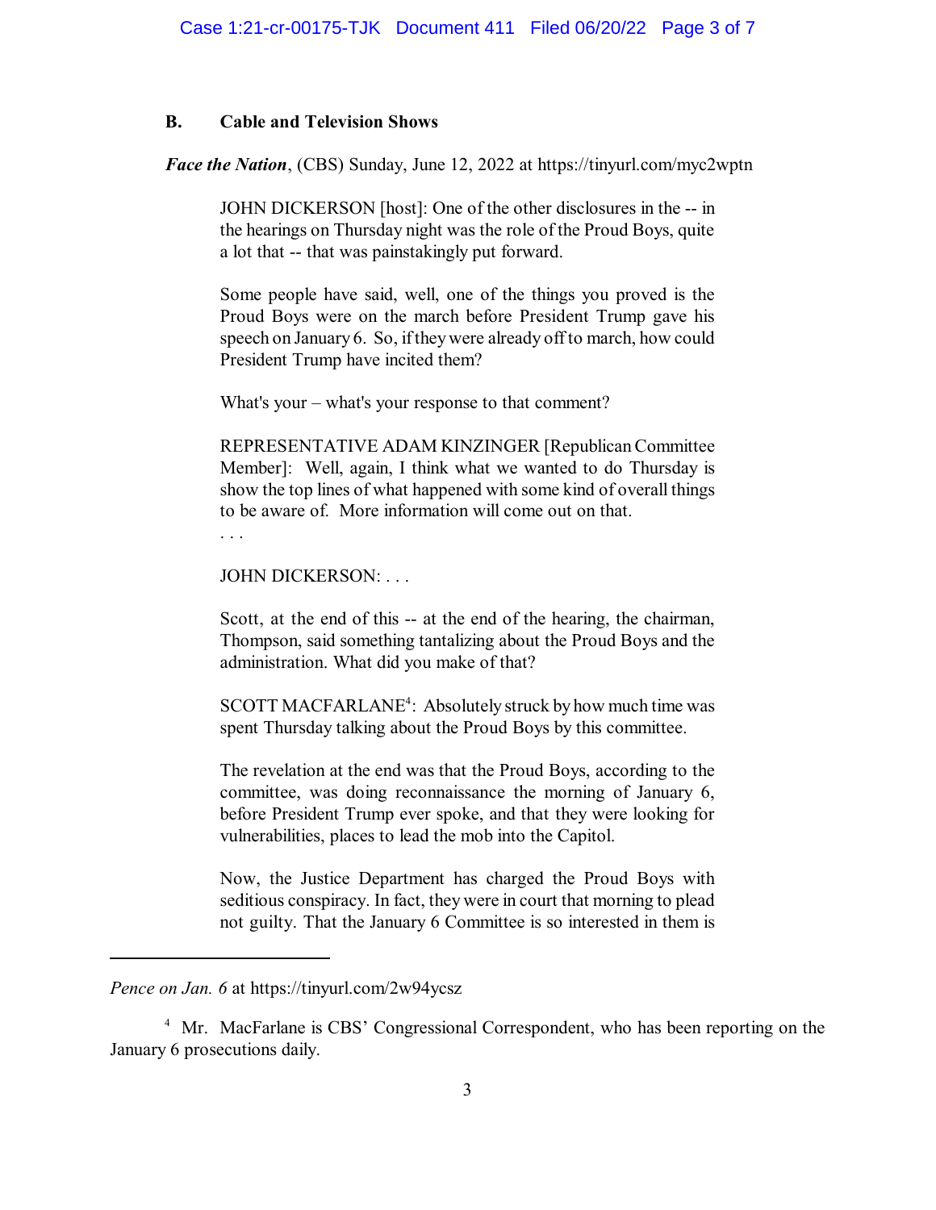### B. Cable and Television Shows

***Face the Nation***, (CBS) Sunday, June 12, 2022 at https://tinyurl.com/myc2wptn

> JOHN DICKERSON [host]: One of the other disclosures in the -- in the hearings on Thursday night was the role of the Proud Boys, quite a lot that -- that was painstakingly put forward.
>
> Some people have said, well, one of the things you proved is the Proud Boys were on the march before President Trump gave his speech on January 6. So, if they were already off to march, how could President Trump have incited them?
>
> What's your – what's your response to that comment?
>
> REPRESENTATIVE ADAM KINZINGER [Republican Committee Member]: Well, again, I think what we wanted to do Thursday is show the top lines of what happened with some kind of overall things to be aware of. More information will come out on that.
>
> . . .
>
> JOHN DICKERSON: . . .
>
> Scott, at the end of this -- at the end of the hearing, the chairman, Thompson, said something tantalizing about the Proud Boys and the administration. What did you make of that?
>
> SCOTT MACFARLANE[4]: Absolutely struck by how much time was spent Thursday talking about the Proud Boys by this committee.
>
> The revelation at the end was that the Proud Boys, according to the committee, was doing reconnaissance the morning of January 6, before President Trump ever spoke, and that they were looking for vulnerabilities, places to lead the mob into the Capitol.
>
> Now, the Justice Department has charged the Proud Boys with seditious conspiracy. In fact, they were in court that morning to plead not guilty. That the January 6 Committee is so interested in them is

---

*Pence on Jan. 6* at https://tinyurl.com/2w94ycsz

[4] Mr. MacFarlane is CBS' Congressional Correspondent, who has been reporting on the January 6 prosecutions daily.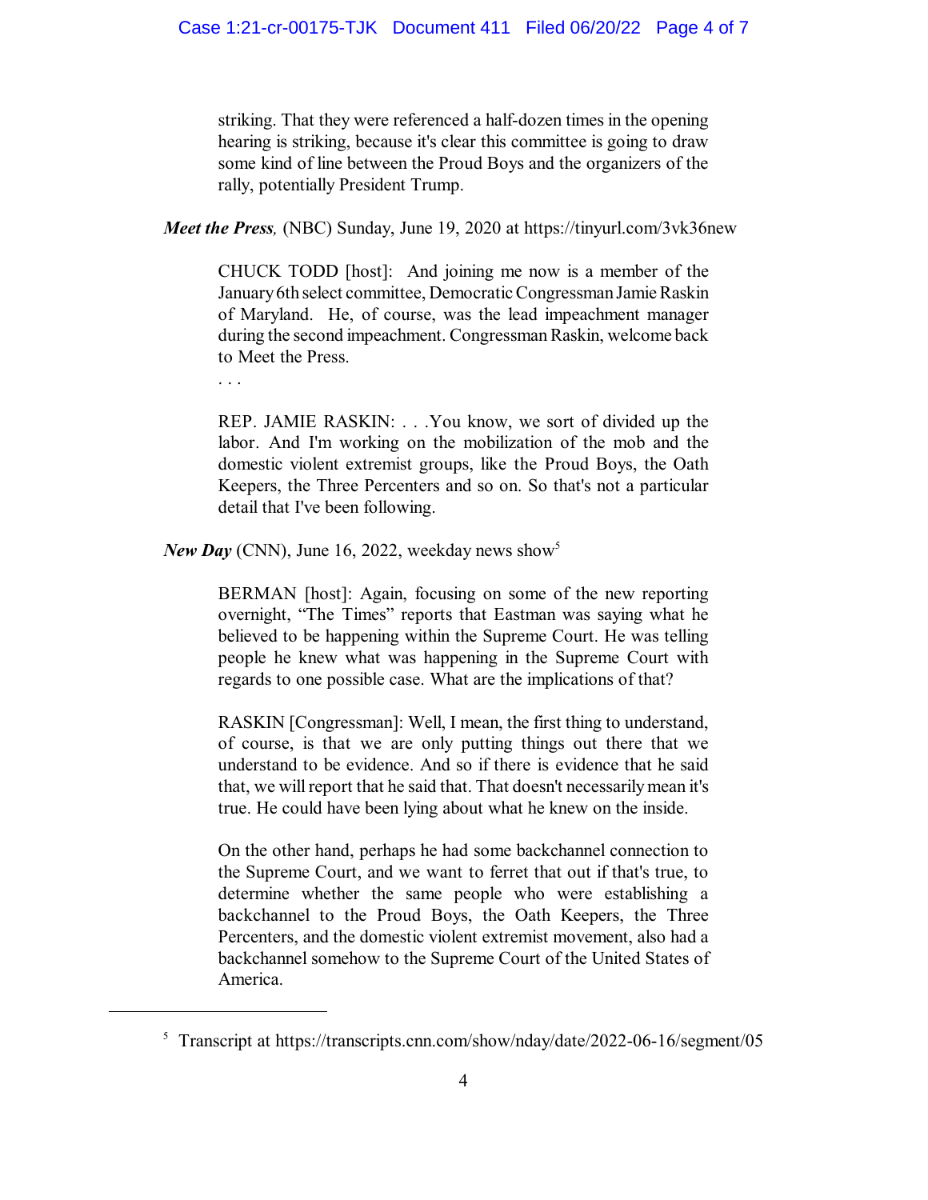> striking. That they were referenced a half-dozen times in the opening hearing is striking, because it's clear this committee is going to draw some kind of line between the Proud Boys and the organizers of the rally, potentially President Trump.

***Meet the Press,*** (NBC) Sunday, June 19, 2020 at https://tinyurl.com/3vk36new

> CHUCK TODD [host]: And joining me now is a member of the January 6th select committee, Democratic Congressman Jamie Raskin of Maryland. He, of course, was the lead impeachment manager during the second impeachment. Congressman Raskin, welcome back to Meet the Press.
>
> . . .
>
> REP. JAMIE RASKIN: . . .You know, we sort of divided up the labor. And I'm working on the mobilization of the mob and the domestic violent extremist groups, like the Proud Boys, the Oath Keepers, the Three Percenters and so on. So that's not a particular detail that I've been following.

***New Day*** (CNN), June 16, 2022, weekday news show[5]

> BERMAN [host]: Again, focusing on some of the new reporting overnight, "The Times" reports that Eastman was saying what he believed to be happening within the Supreme Court. He was telling people he knew what was happening in the Supreme Court with regards to one possible case. What are the implications of that?
>
> RASKIN [Congressman]: Well, I mean, the first thing to understand, of course, is that we are only putting things out there that we understand to be evidence. And so if there is evidence that he said that, we will report that he said that. That doesn't necessarily mean it's true. He could have been lying about what he knew on the inside.
>
> On the other hand, perhaps he had some backchannel connection to the Supreme Court, and we want to ferret that out if that's true, to determine whether the same people who were establishing a backchannel to the Proud Boys, the Oath Keepers, the Three Percenters, and the domestic violent extremist movement, also had a backchannel somehow to the Supreme Court of the United States of America.

---

[5] Transcript at https://transcripts.cnn.com/show/nday/date/2022-06-16/segment/05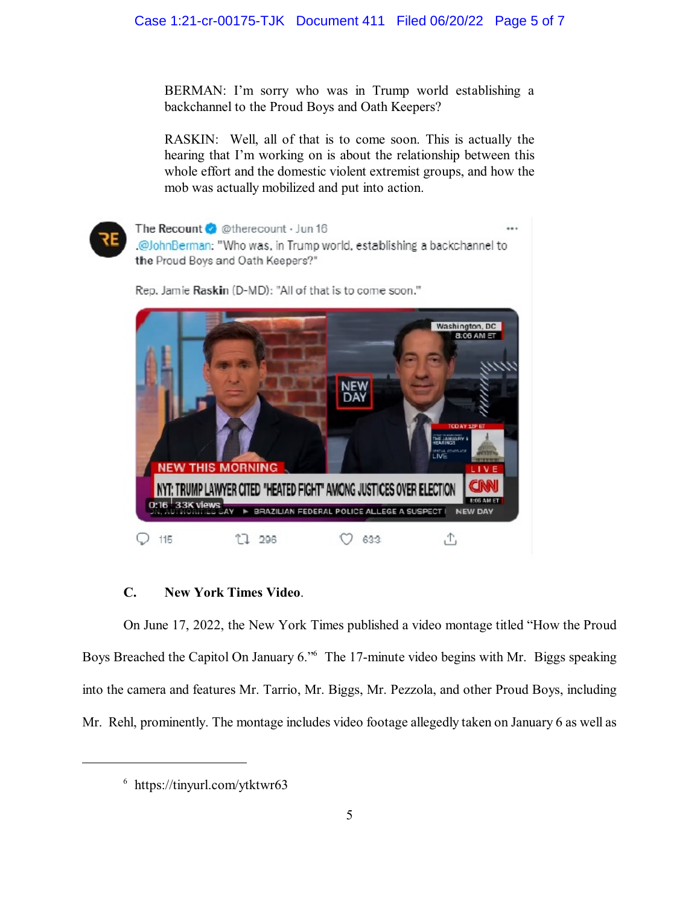BERMAN: I'm sorry who was in Trump world establishing a backchannel to the Proud Boys and Oath Keepers?

RASKIN: Well, all of that is to come soon. This is actually the hearing that I'm working on is about the relationship between this whole effort and the domestic violent extremist groups, and how the mob was actually mobilized and put into action.

The Recount @therecount · Jun 16
.@JohnBerman: "Who was, in Trump world, establishing a backchannel to the Proud Boys and Oath Keepers?"

Rep. Jamie Raskin (D-MD): "All of that is to come soon."

0:16 | 33K views

115 296 633

**C. New York Times Video.**

On June 17, 2022, the New York Times published a video montage titled "How the Proud Boys Breached the Capitol On January 6."[6] The 17-minute video begins with Mr. Biggs speaking into the camera and features Mr. Tarrio, Mr. Biggs, Mr. Pezzola, and other Proud Boys, including Mr. Rehl, prominently. The montage includes video footage allegedly taken on January 6 as well as

[6] https://tinyurl.com/ytktwr63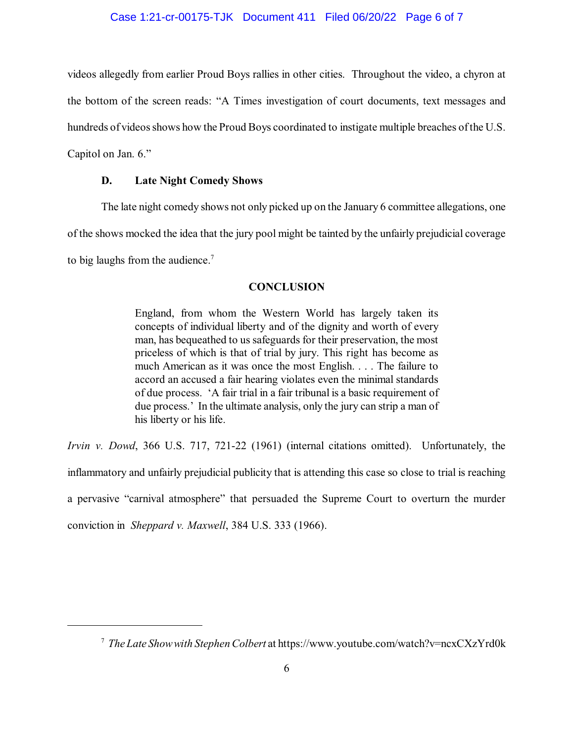videos allegedly from earlier Proud Boys rallies in other cities. Throughout the video, a chyron at the bottom of the screen reads: "A Times investigation of court documents, text messages and hundreds of videos shows how the Proud Boys coordinated to instigate multiple breaches of the U.S. Capitol on Jan. 6."

### D. Late Night Comedy Shows

The late night comedy shows not only picked up on the January 6 committee allegations, one of the shows mocked the idea that the jury pool might be tainted by the unfairly prejudicial coverage to big laughs from the audience.[7]

## CONCLUSION

> England, from whom the Western World has largely taken its concepts of individual liberty and of the dignity and worth of every man, has bequeathed to us safeguards for their preservation, the most priceless of which is that of trial by jury. This right has become as much American as it was once the most English. . . . The failure to accord an accused a fair hearing violates even the minimal standards of due process. 'A fair trial in a fair tribunal is a basic requirement of due process.' In the ultimate analysis, only the jury can strip a man of his liberty or his life.

*Irvin v. Dowd*, 366 U.S. 717, 721-22 (1961) (internal citations omitted). Unfortunately, the inflammatory and unfairly prejudicial publicity that is attending this case so close to trial is reaching a pervasive "carnival atmosphere" that persuaded the Supreme Court to overturn the murder conviction in *Sheppard v. Maxwell*, 384 U.S. 333 (1966).

---

[7] *The Late Show with Stephen Colbert* at https://www.youtube.com/watch?v=ncxCXzYrd0k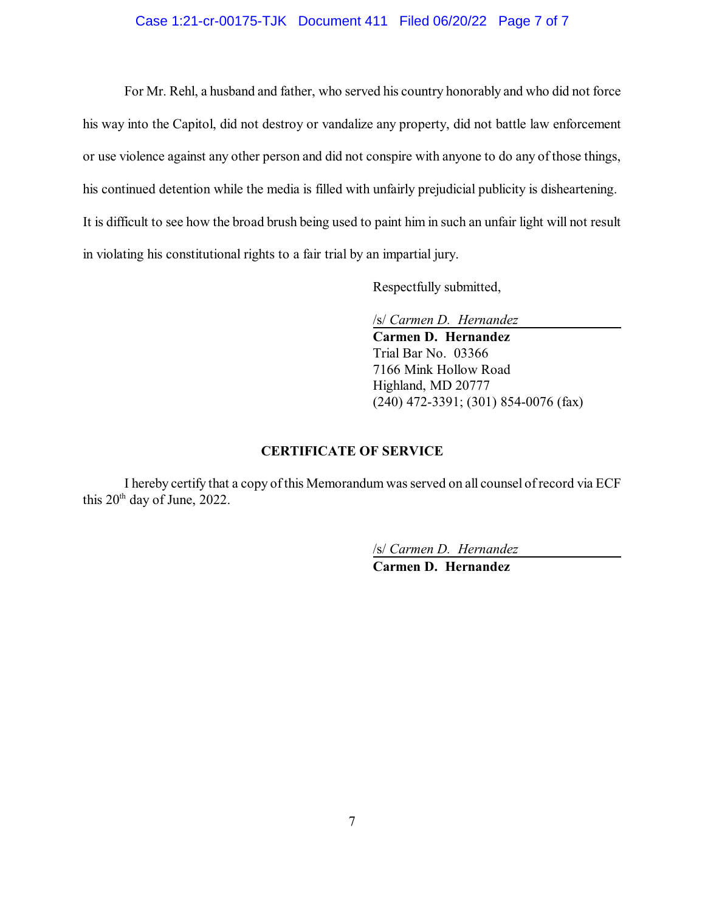For Mr. Rehl, a husband and father, who served his country honorably and who did not force his way into the Capitol, did not destroy or vandalize any property, did not battle law enforcement or use violence against any other person and did not conspire with anyone to do any of those things, his continued detention while the media is filled with unfairly prejudicial publicity is disheartening. It is difficult to see how the broad brush being used to paint him in such an unfair light will not result in violating his constitutional rights to a fair trial by an impartial jury.

Respectfully submitted,

/s/ *Carmen D. Hernandez*
**Carmen D. Hernandez**
Trial Bar No. 03366
7166 Mink Hollow Road
Highland, MD 20777
(240) 472-3391; (301) 854-0076 (fax)

**CERTIFICATE OF SERVICE**

I hereby certify that a copy of this Memorandum was served on all counsel of record via ECF this 20th day of June, 2022.

/s/ *Carmen D. Hernandez*
**Carmen D. Hernandez**